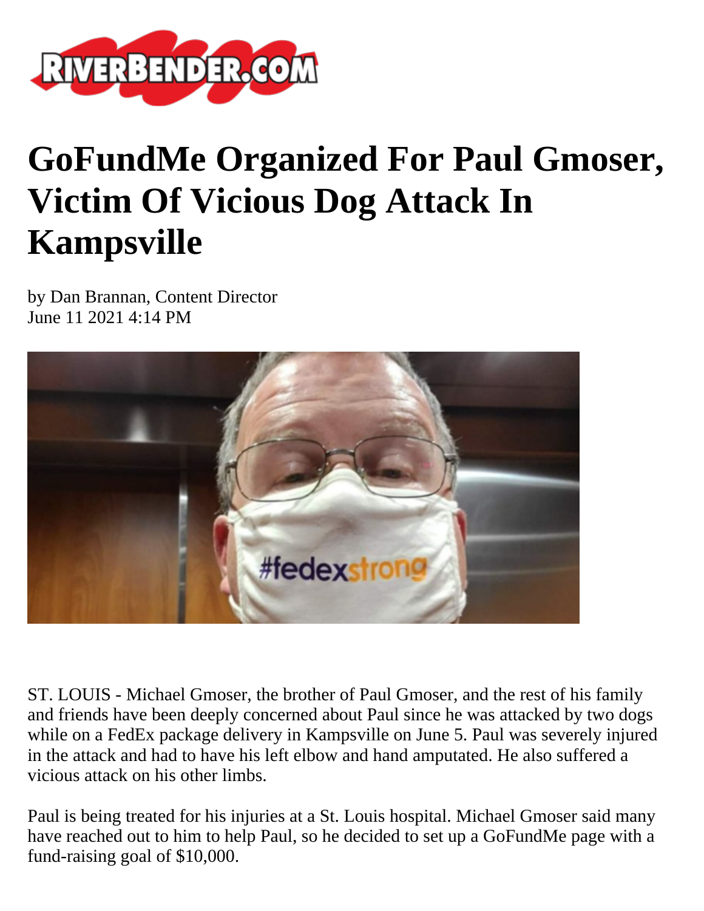# GoFundMe Organized For Paul Gmoser, Victim Of Vicious Dog Attack In Kampsville

by Dan Brannan, Content Director
June 11 2021 4:14 PM

ST. LOUIS - Michael Gmoser, the brother of Paul Gmoser, and the rest of his family and friends have been deeply concerned about Paul since he was attacked by two dogs while on a FedEx package delivery in Kampsville on June 5. Paul was severely injured in the attack and had to have his left elbow and hand amputated. He also suffered a vicious attack on his other limbs.

Paul is being treated for his injuries at a St. Louis hospital. Michael Gmoser said many have reached out to him to help Paul, so he decided to set up a GoFundMe page with a fund-raising goal of $10,000.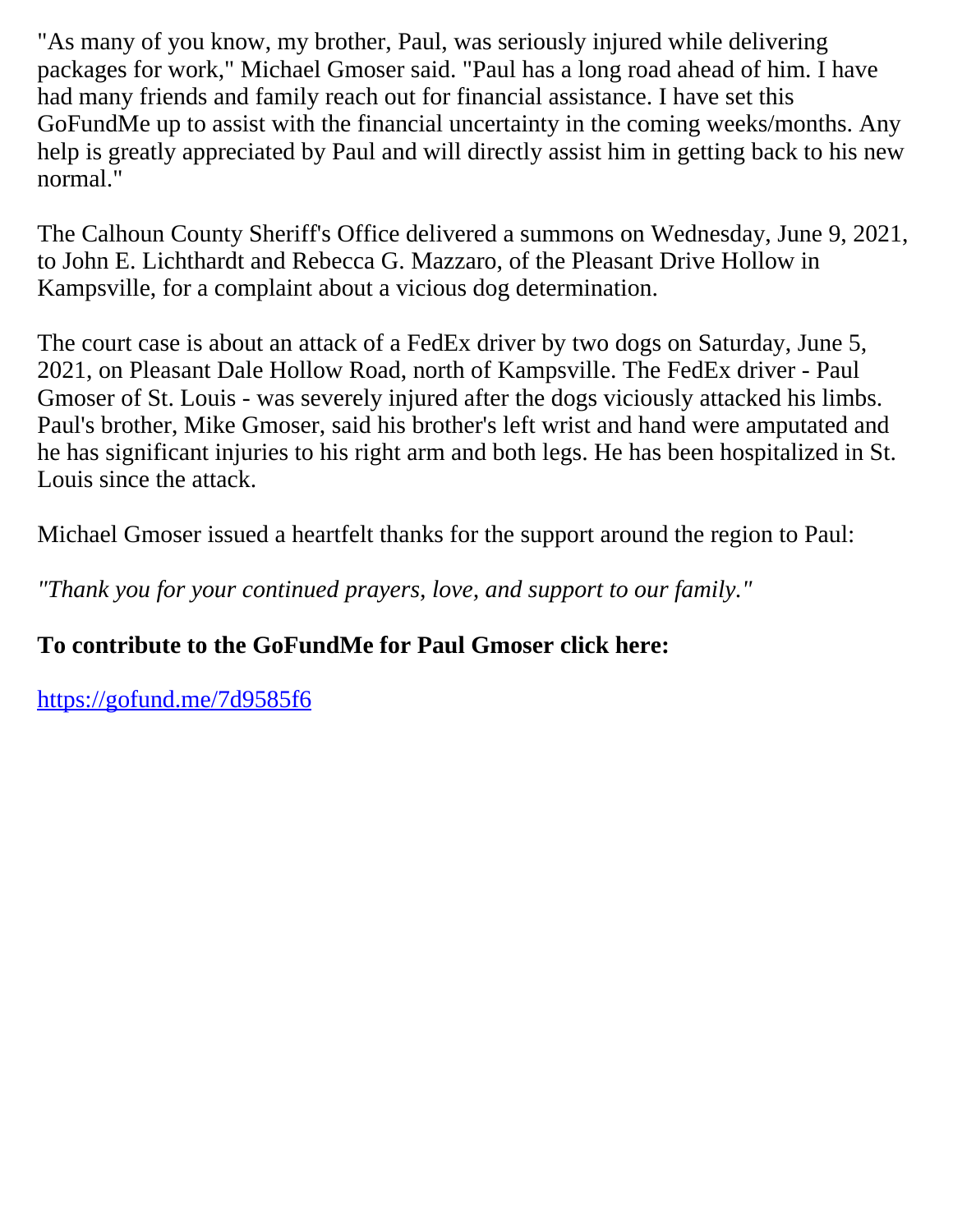"As many of you know, my brother, Paul, was seriously injured while delivering packages for work," Michael Gmoser said. "Paul has a long road ahead of him. I have had many friends and family reach out for financial assistance. I have set this GoFundMe up to assist with the financial uncertainty in the coming weeks/months. Any help is greatly appreciated by Paul and will directly assist him in getting back to his new normal."

The Calhoun County Sheriff's Office delivered a summons on Wednesday, June 9, 2021, to John E. Lichthardt and Rebecca G. Mazzaro, of the Pleasant Drive Hollow in Kampsville, for a complaint about a vicious dog determination.

The court case is about an attack of a FedEx driver by two dogs on Saturday, June 5, 2021, on Pleasant Dale Hollow Road, north of Kampsville. The FedEx driver - Paul Gmoser of St. Louis - was severely injured after the dogs viciously attacked his limbs. Paul's brother, Mike Gmoser, said his brother's left wrist and hand were amputated and he has significant injuries to his right arm and both legs. He has been hospitalized in St. Louis since the attack.

Michael Gmoser issued a heartfelt thanks for the support around the region to Paul:

*"Thank you for your continued prayers, love, and support to our family."*

**To contribute to the GoFundMe for Paul Gmoser click here:**

https://gofund.me/7d9585f6